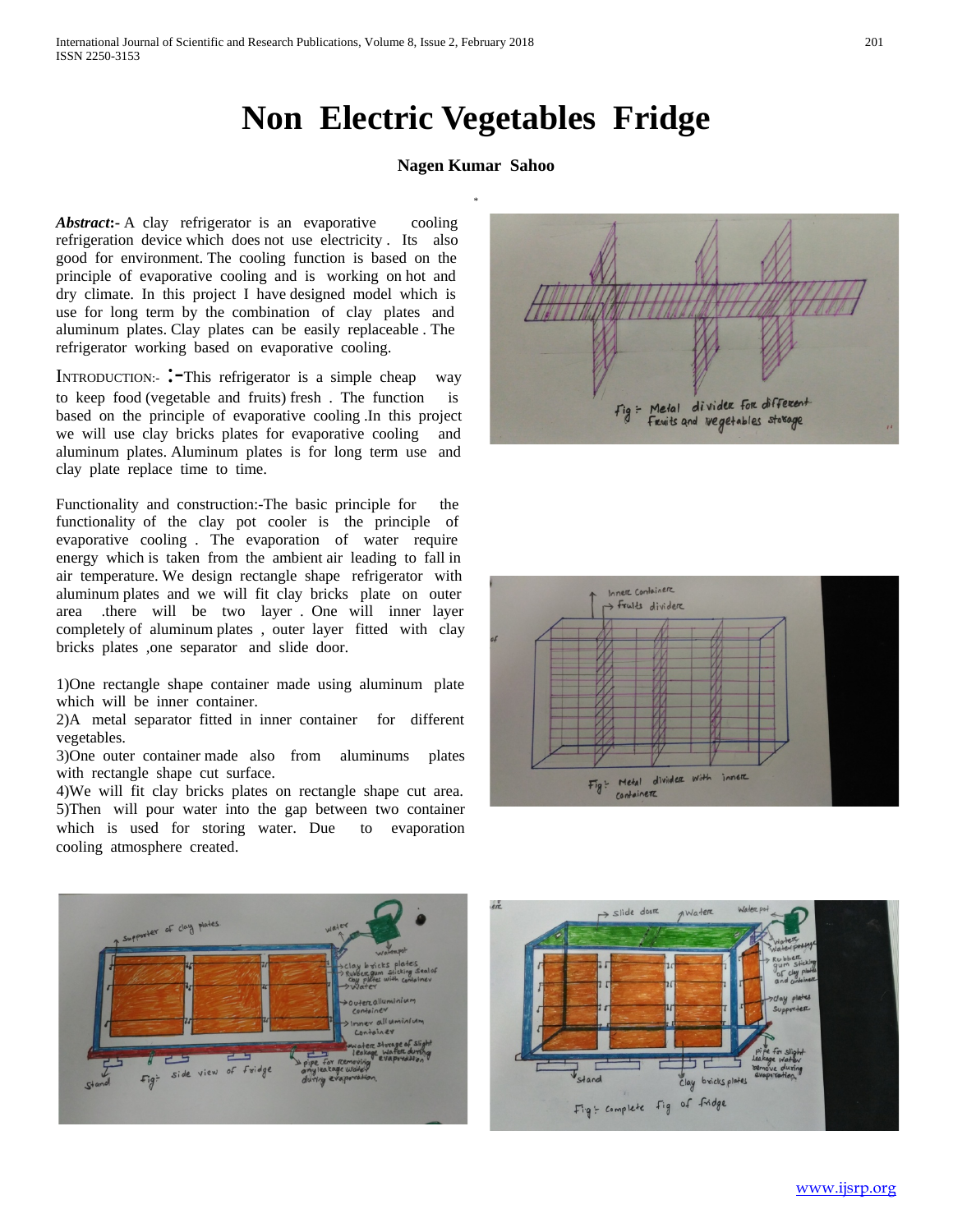# Non Electric Vegetables Fridge

**Nagen Kumar Sahoo**

***Abstract*:-** A clay refrigerator is an evaporative cooling refrigeration device which does not use electricity . Its also good for environment. The cooling function is based on the principle of evaporative cooling and is working on hot and dry climate. In this project I have designed model which is use for long term by the combination of clay plates and aluminum plates. Clay plates can be easily replaceable . The refrigerator working based on evaporative cooling.

INTRODUCTION:- :-This refrigerator is a simple cheap way to keep food (vegetable and fruits) fresh . The function is based on the principle of evaporative cooling .In this project we will use clay bricks plates for evaporative cooling and aluminum plates. Aluminum plates is for long term use and clay plate replace time to time.

Functionality and construction:-The basic principle for the functionality of the clay pot cooler is the principle of evaporative cooling . The evaporation of water require energy which is taken from the ambient air leading to fall in air temperature. We design rectangle shape refrigerator with aluminum plates and we will fit clay bricks plate on outer area .there will be two layer . One will inner layer completely of aluminum plates , outer layer fitted with clay bricks plates ,one separator and slide door.

1)One rectangle shape container made using aluminum plate which will be inner container.
2)A metal separator fitted in inner container for different vegetables.
3)One outer container made also from aluminums plates with rectangle shape cut surface.
4)We will fit clay bricks plates on rectangle shape cut area.
5)Then will pour water into the gap between two container which is used for storing water. Due to evaporation cooling atmosphere created.

Fig :- Metal divider for different Fruits and vegetables storage

Fig:- Metal divider with inner container

Fig:- side view of fridge

Fig:- complete fig of fridge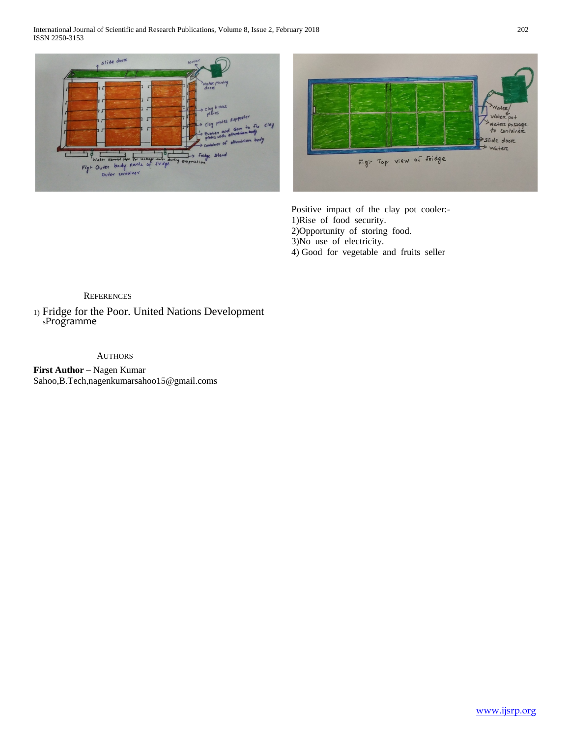Positive impact of the clay pot cooler:-

1)Rise of food security.

2)Opportunity of storing food.

3)No use of electricity.

4) Good for vegetable and fruits seller

## REFERENCES

1) Fridge for the Poor. United Nations Development sProgramme

## AUTHORS

**First Author** – Nagen Kumar Sahoo,B.Tech,nagenkumarsahoo15@gmail.coms